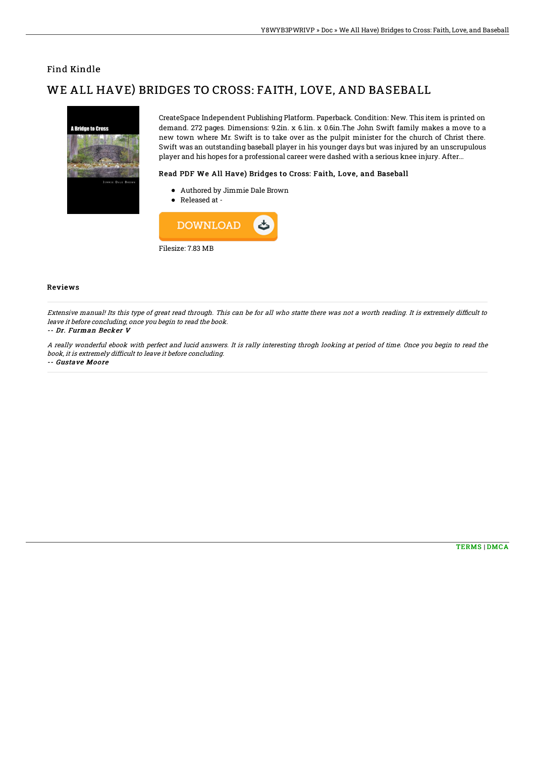## Find Kindle

# WE ALL HAVE) BRIDGES TO CROSS: FAITH, LOVE, AND BASEBALL

CreateSpace Independent Publishing Platform. Paperback. Condition: New. This item is printed on demand. 272 pages. Dimensions: 9.2in. x 6.1in. x 0.6in.The John Swift family makes a move to a new town where Mr. Swift is to take over as the pulpit minister for the church of Christ there. Swift was an outstanding baseball player in his younger days but was injured by an unscrupulous player and his hopes for a professional career were dashed with a serious knee injury. After...

### Read PDF We All Have) Bridges to Cross: Faith, Love, and Baseball

- Authored by Jimmie Dale Brown
- Released at -

DOWNLOAD

Filesize: 7.83 MB

### Reviews

*Extensive manual! Its this type of great read through. This can be for all who statte there was not a worth reading. It is extremely difficult to leave it before concluding, once you begin to read the book.*

*-- Dr. Furman Becker V*

*A really wonderful ebook with perfect and lucid answers. It is rally interesting throgh looking at period of time. Once you begin to read the book, it is extremely difficult to leave it before concluding.*

*-- Gustave Moore*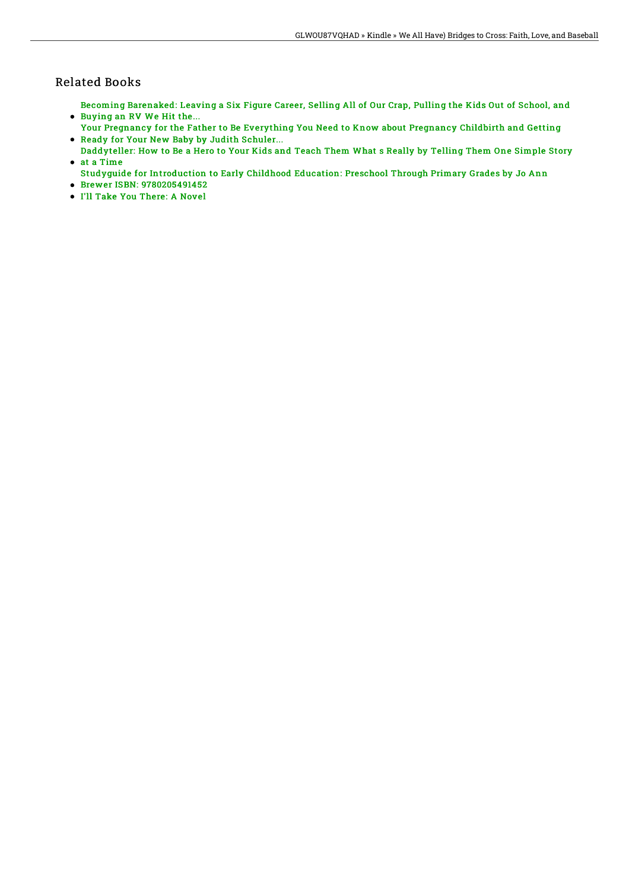## Related Books

- Becoming Barenaked: Leaving a Six Figure Career, Selling All of Our Crap, Pulling the Kids Out of School, and Buying an RV We Hit the...
- Your Pregnancy for the Father to Be Everything You Need to Know about Pregnancy Childbirth and Getting Ready for Your New Baby by Judith Schuler...
- Daddyteller: How to Be a Hero to Your Kids and Teach Them What s Really by Telling Them One Simple Story at a Time
- Studyguide for Introduction to Early Childhood Education: Preschool Through Primary Grades by Jo Ann Brewer ISBN: 9780205491452
- I'll Take You There: A Novel